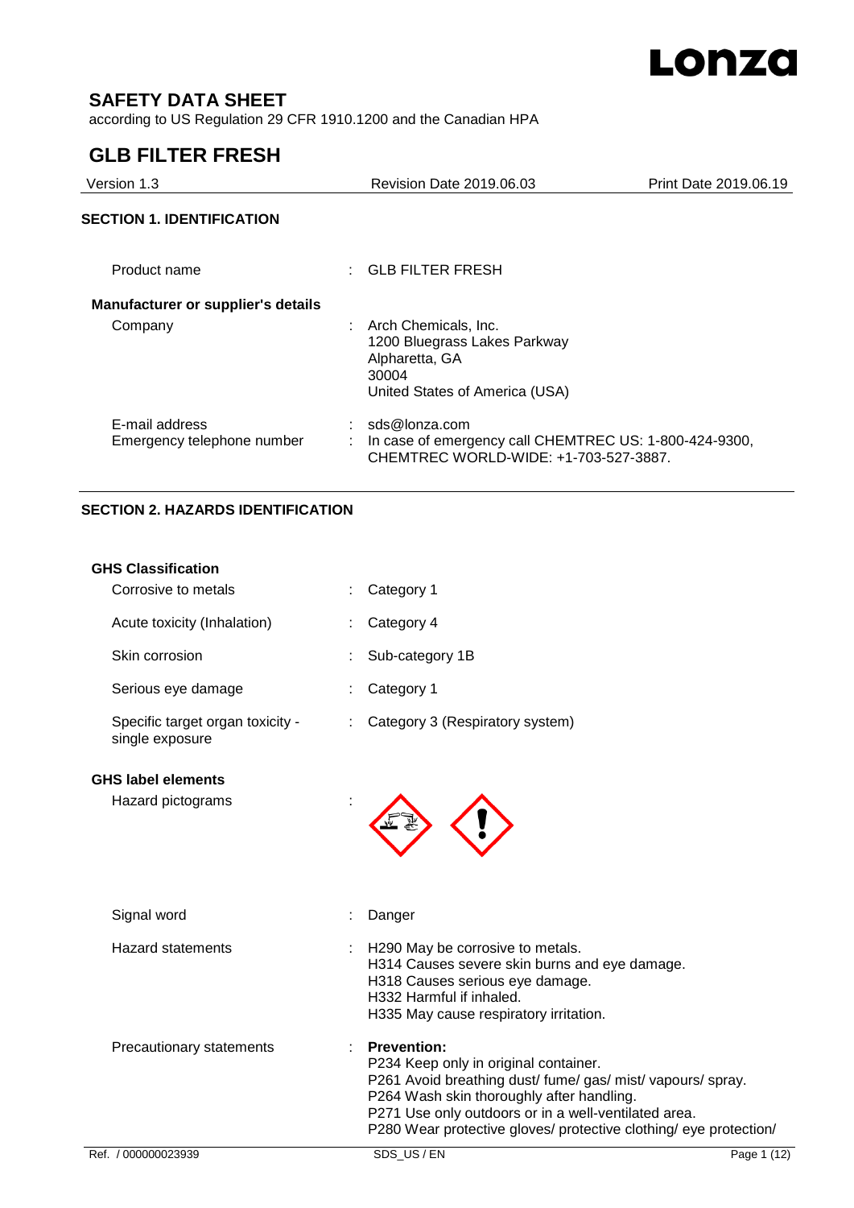# SAFETY DATA SHEET

according to US Regulation 29 CFR 1910.1200 and the Canadian HPA

# GLB FILTER FRESH

| Version 1.3 | Revision Date 2019.06.03 | Print Date 2019.06.19 |
|---|---|---|

## SECTION 1. IDENTIFICATION

Product name : GLB FILTER FRESH

**Manufacturer or supplier's details**

Company : Arch Chemicals, Inc.
1200 Bluegrass Lakes Parkway
Alpharetta, GA
30004
United States of America (USA)

E-mail address : sds@lonza.com

Emergency telephone number : In case of emergency call CHEMTREC US: 1-800-424-9300, CHEMTREC WORLD-WIDE: +1-703-527-3887.

## SECTION 2. HAZARDS IDENTIFICATION

**GHS Classification**

Corrosive to metals : Category 1

Acute toxicity (Inhalation) : Category 4

Skin corrosion : Sub-category 1B

Serious eye damage : Category 1

Specific target organ toxicity - single exposure : Category 3 (Respiratory system)

**GHS label elements**

Hazard pictograms :

Signal word : Danger

Hazard statements : H290 May be corrosive to metals.
H314 Causes severe skin burns and eye damage.
H318 Causes serious eye damage.
H332 Harmful if inhaled.
H335 May cause respiratory irritation.

Precautionary statements : **Prevention:**
P234 Keep only in original container.
P261 Avoid breathing dust/ fume/ gas/ mist/ vapours/ spray.
P264 Wash skin thoroughly after handling.
P271 Use only outdoors or in a well-ventilated area.
P280 Wear protective gloves/ protective clothing/ eye protection/

Ref. / 000000023939 SDS_US / EN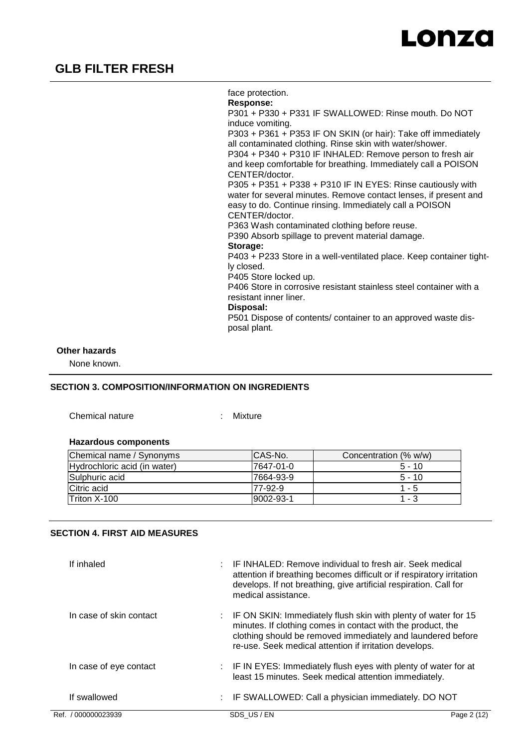face protection.

**Response:**

P301 + P330 + P331 IF SWALLOWED: Rinse mouth. Do NOT induce vomiting.

P303 + P361 + P353 IF ON SKIN (or hair): Take off immediately all contaminated clothing. Rinse skin with water/shower.

P304 + P340 + P310 IF INHALED: Remove person to fresh air and keep comfortable for breathing. Immediately call a POISON CENTER/doctor.

P305 + P351 + P338 + P310 IF IN EYES: Rinse cautiously with water for several minutes. Remove contact lenses, if present and easy to do. Continue rinsing. Immediately call a POISON CENTER/doctor.

P363 Wash contaminated clothing before reuse.

P390 Absorb spillage to prevent material damage.

**Storage:**

P403 + P233 Store in a well-ventilated place. Keep container tightly closed.

P405 Store locked up.

P406 Store in corrosive resistant stainless steel container with a resistant inner liner.

**Disposal:**

P501 Dispose of contents/ container to an approved waste disposal plant.

**Other hazards**

None known.

## SECTION 3. COMPOSITION/INFORMATION ON INGREDIENTS

Chemical nature : Mixture

**Hazardous components**

| Chemical name / Synonyms | CAS-No. | Concentration (% w/w) |
|---|---|---|
| Hydrochloric acid (in water) | 7647-01-0 | 5 - 10 |
| Sulphuric acid | 7664-93-9 | 5 - 10 |
| Citric acid | 77-92-9 | 1 - 5 |
| Triton X-100 | 9002-93-1 | 1 - 3 |

## SECTION 4. FIRST AID MEASURES

If inhaled : IF INHALED: Remove individual to fresh air. Seek medical attention if breathing becomes difficult or if respiratory irritation develops. If not breathing, give artificial respiration. Call for medical assistance.

In case of skin contact : IF ON SKIN: Immediately flush skin with plenty of water for 15 minutes. If clothing comes in contact with the product, the clothing should be removed immediately and laundered before re-use. Seek medical attention if irritation develops.

In case of eye contact : IF IN EYES: Immediately flush eyes with plenty of water for at least 15 minutes. Seek medical attention immediately.

If swallowed : IF SWALLOWED: Call a physician immediately. DO NOT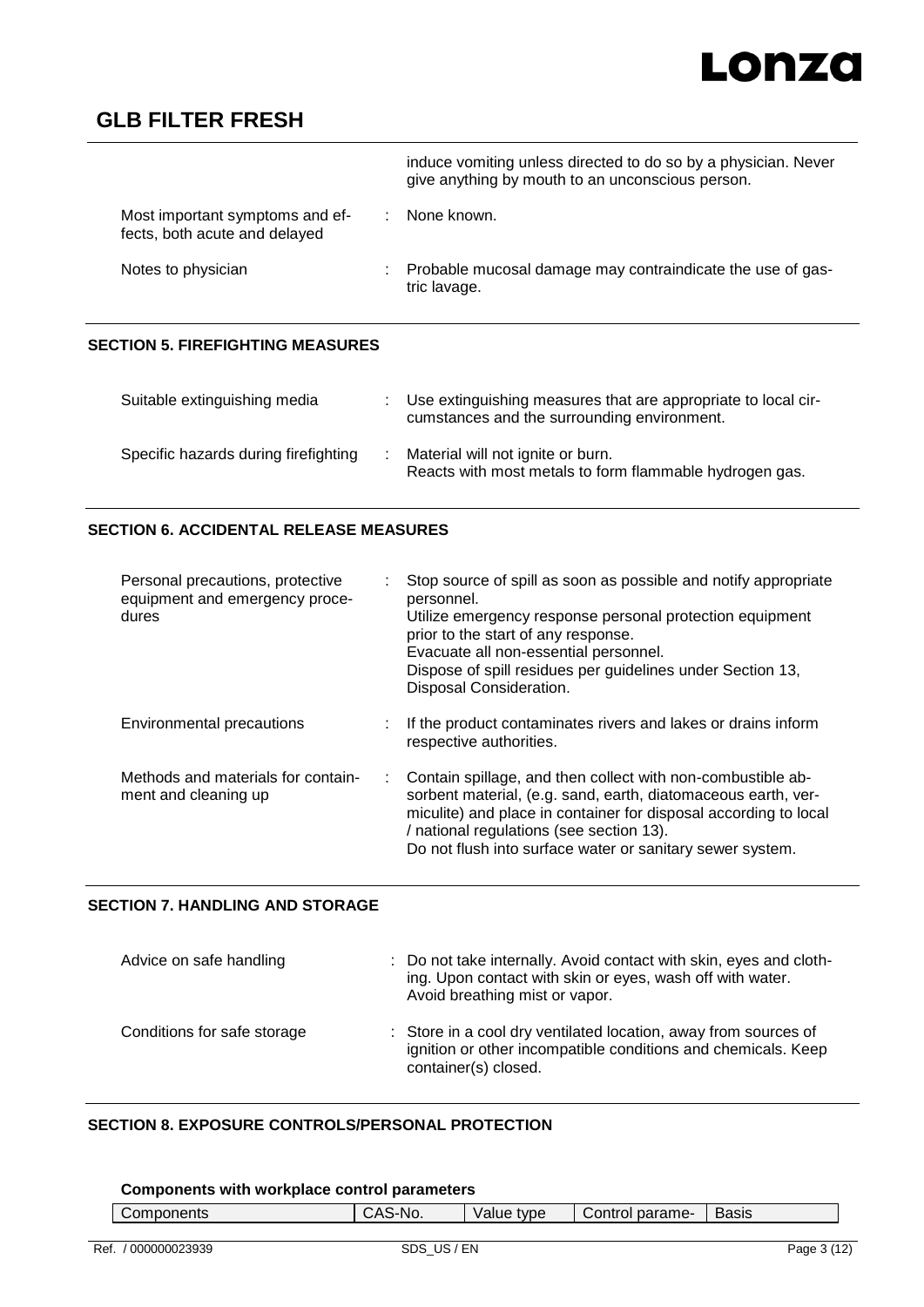|  |  |  |
|---|---|---|
|  |  | induce vomiting unless directed to do so by a physician. Never give anything by mouth to an unconscious person. |
| Most important symptoms and effects, both acute and delayed | : | None known. |
| Notes to physician | : | Probable mucosal damage may contraindicate the use of gastric lavage. |

## SECTION 5. FIREFIGHTING MEASURES

|  |  |  |
|---|---|---|
| Suitable extinguishing media | : | Use extinguishing measures that are appropriate to local circumstances and the surrounding environment. |
| Specific hazards during firefighting | : | Material will not ignite or burn.<br>Reacts with most metals to form flammable hydrogen gas. |

## SECTION 6. ACCIDENTAL RELEASE MEASURES

|  |  |  |
|---|---|---|
| Personal precautions, protective equipment and emergency procedures | : | Stop source of spill as soon as possible and notify appropriate personnel.<br>Utilize emergency response personal protection equipment prior to the start of any response.<br>Evacuate all non-essential personnel.<br>Dispose of spill residues per guidelines under Section 13, Disposal Consideration. |
| Environmental precautions | : | If the product contaminates rivers and lakes or drains inform respective authorities. |
| Methods and materials for containment and cleaning up | : | Contain spillage, and then collect with non-combustible absorbent material, (e.g. sand, earth, diatomaceous earth, vermiculite) and place in container for disposal according to local / national regulations (see section 13).<br>Do not flush into surface water or sanitary sewer system. |

## SECTION 7. HANDLING AND STORAGE

|  |  |  |
|---|---|---|
| Advice on safe handling | : | Do not take internally. Avoid contact with skin, eyes and clothing. Upon contact with skin or eyes, wash off with water. Avoid breathing mist or vapor. |
| Conditions for safe storage | : | Store in a cool dry ventilated location, away from sources of ignition or other incompatible conditions and chemicals. Keep container(s) closed. |

## SECTION 8. EXPOSURE CONTROLS/PERSONAL PROTECTION

**Components with workplace control parameters**

| Components | CAS-No. | Value type | Control parame- | Basis |
|---|---|---|---|---|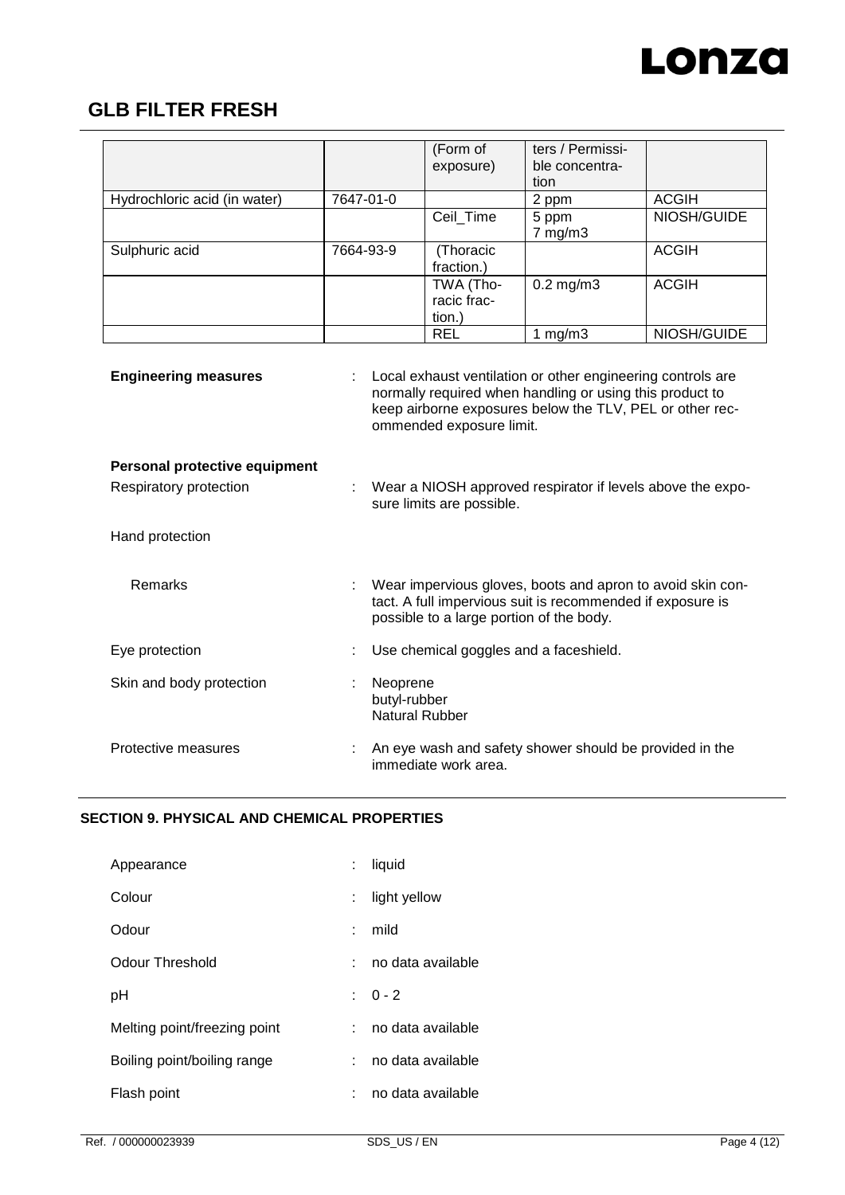# GLB FILTER FRESH

| | | (Form of exposure) | ters / Permissible concentration | |
|---|---|---|---|---|
| Hydrochloric acid (in water) | 7647-01-0 | | 2 ppm | ACGIH |
| | | Ceil_Time | 5 ppm<br>7 mg/m3 | NIOSH/GUIDE |
| Sulphuric acid | 7664-93-9 | (Thoracic fraction.) | | ACGIH |
| | | TWA (Thoracic fraction.) | 0.2 mg/m3 | ACGIH |
| | | REL | 1 mg/m3 | NIOSH/GUIDE |

**Engineering measures** : Local exhaust ventilation or other engineering controls are normally required when handling or using this product to keep airborne exposures below the TLV, PEL or other recommended exposure limit.

**Personal protective equipment**

Respiratory protection : Wear a NIOSH approved respirator if levels above the exposure limits are possible.

Hand protection

Remarks : Wear impervious gloves, boots and apron to avoid skin contact. A full impervious suit is recommended if exposure is possible to a large portion of the body.

Eye protection : Use chemical goggles and a faceshield.

Skin and body protection : Neoprene
butyl-rubber
Natural Rubber

Protective measures : An eye wash and safety shower should be provided in the immediate work area.

## SECTION 9. PHYSICAL AND CHEMICAL PROPERTIES

Appearance : liquid

Colour : light yellow

Odour : mild

Odour Threshold : no data available

pH : 0 - 2

Melting point/freezing point : no data available

Boiling point/boiling range : no data available

Flash point : no data available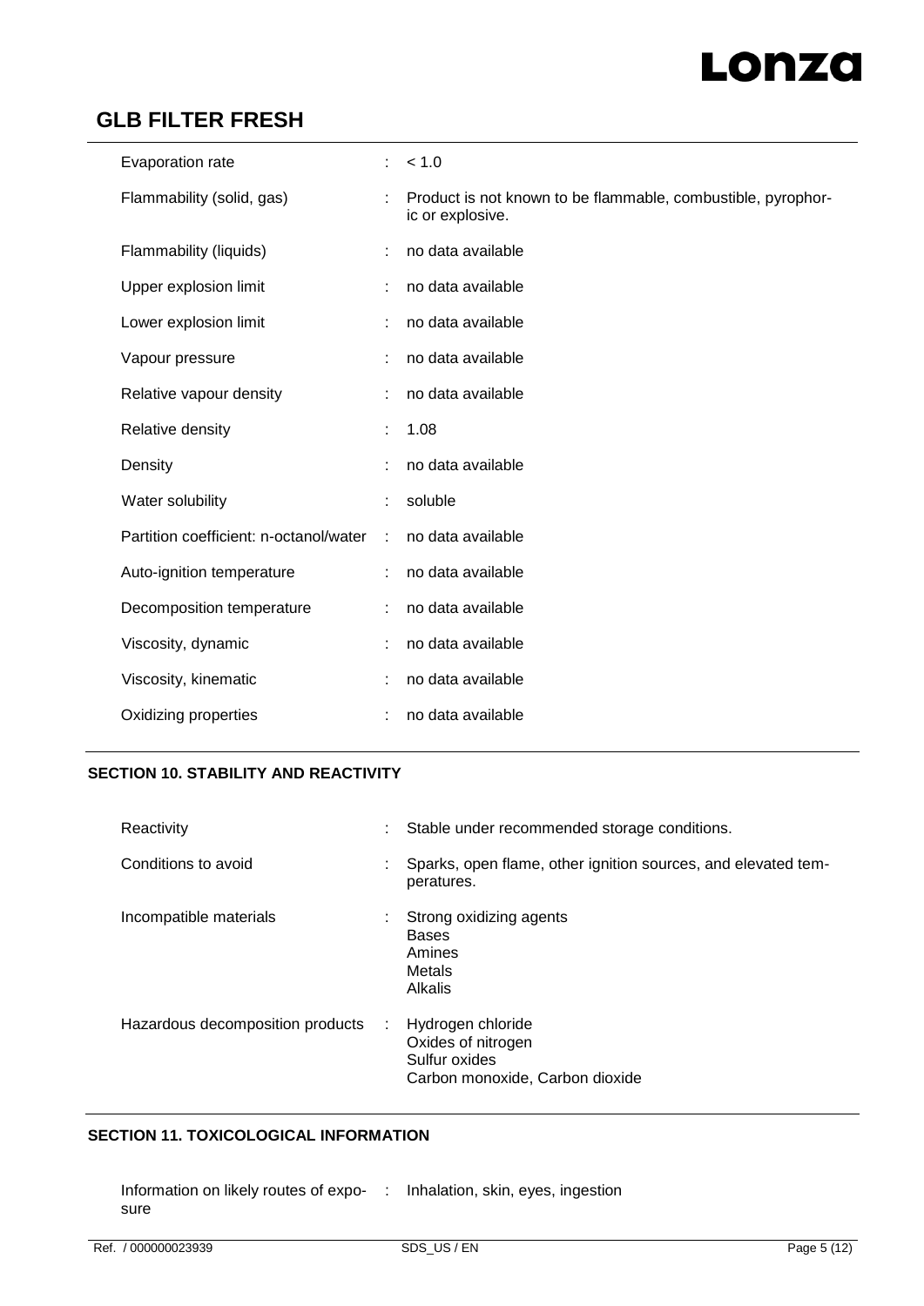| | | |
|---|---|---|
| Evaporation rate | : | < 1.0 |
| Flammability (solid, gas) | : | Product is not known to be flammable, combustible, pyrophoric or explosive. |
| Flammability (liquids) | : | no data available |
| Upper explosion limit | : | no data available |
| Lower explosion limit | : | no data available |
| Vapour pressure | : | no data available |
| Relative vapour density | : | no data available |
| Relative density | : | 1.08 |
| Density | : | no data available |
| Water solubility | : | soluble |
| Partition coefficient: n-octanol/water | : | no data available |
| Auto-ignition temperature | : | no data available |
| Decomposition temperature | : | no data available |
| Viscosity, dynamic | : | no data available |
| Viscosity, kinematic | : | no data available |
| Oxidizing properties | : | no data available |

## SECTION 10. STABILITY AND REACTIVITY

| | | |
|---|---|---|
| Reactivity | : | Stable under recommended storage conditions. |
| Conditions to avoid | : | Sparks, open flame, other ignition sources, and elevated temperatures. |
| Incompatible materials | : | Strong oxidizing agents<br>Bases<br>Amines<br>Metals<br>Alkalis |
| Hazardous decomposition products | : | Hydrogen chloride<br>Oxides of nitrogen<br>Sulfur oxides<br>Carbon monoxide, Carbon dioxide |

## SECTION 11. TOXICOLOGICAL INFORMATION

| | | |
|---|---|---|
| Information on likely routes of exposure | : | Inhalation, skin, eyes, ingestion |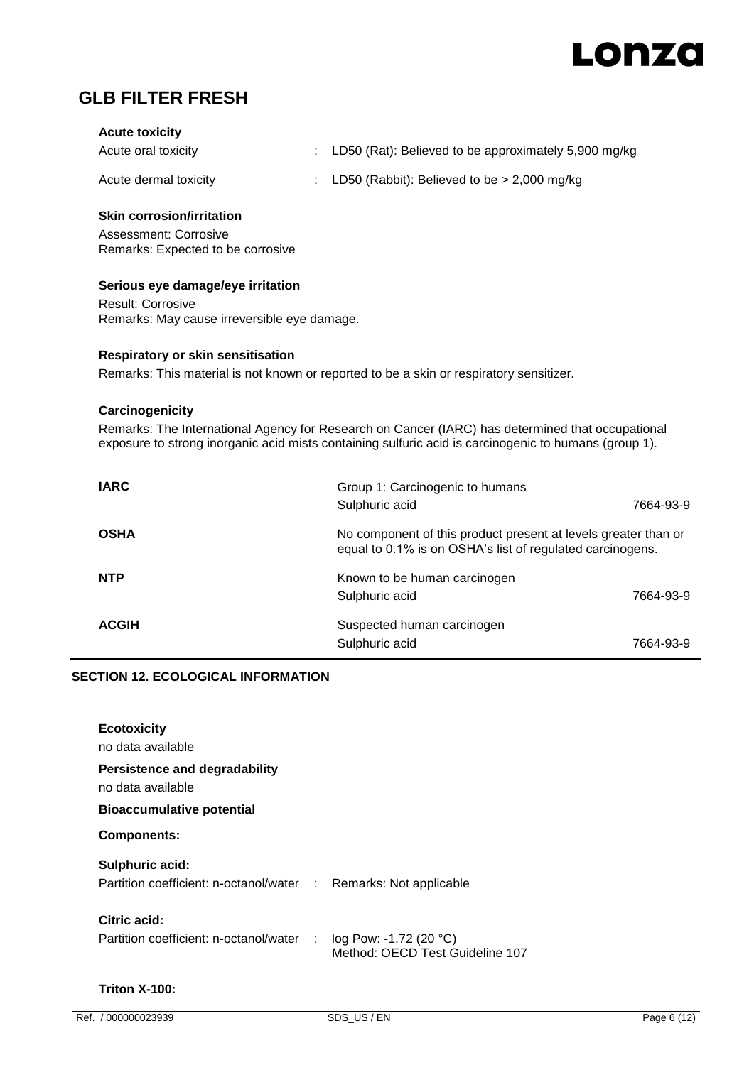**Acute toxicity**

| | | |
|---|---|---|
| Acute oral toxicity | : | LD50 (Rat): Believed to be approximately 5,900 mg/kg |
| Acute dermal toxicity | : | LD50 (Rabbit): Believed to be > 2,000 mg/kg |

**Skin corrosion/irritation**

Assessment: Corrosive
Remarks: Expected to be corrosive

**Serious eye damage/eye irritation**

Result: Corrosive
Remarks: May cause irreversible eye damage.

**Respiratory or skin sensitisation**

Remarks: This material is not known or reported to be a skin or respiratory sensitizer.

**Carcinogenicity**

Remarks: The International Agency for Research on Cancer (IARC) has determined that occupational exposure to strong inorganic acid mists containing sulfuric acid is carcinogenic to humans (group 1).

| | | |
|---|---|---|
| **IARC** | Group 1: Carcinogenic to humans | |
| | Sulphuric acid | 7664-93-9 |
| **OSHA** | No component of this product present at levels greater than or equal to 0.1% is on OSHA's list of regulated carcinogens. | |
| **NTP** | Known to be human carcinogen | |
| | Sulphuric acid | 7664-93-9 |
| **ACGIH** | Suspected human carcinogen | |
| | Sulphuric acid | 7664-93-9 |

## SECTION 12. ECOLOGICAL INFORMATION

**Ecotoxicity**

no data available

**Persistence and degradability**

no data available

**Bioaccumulative potential**

**Components:**

**Sulphuric acid:**

Partition coefficient: n-octanol/water : Remarks: Not applicable

**Citric acid:**

Partition coefficient: n-octanol/water : log Pow: -1.72 (20 °C)
Method: OECD Test Guideline 107

**Triton X-100:**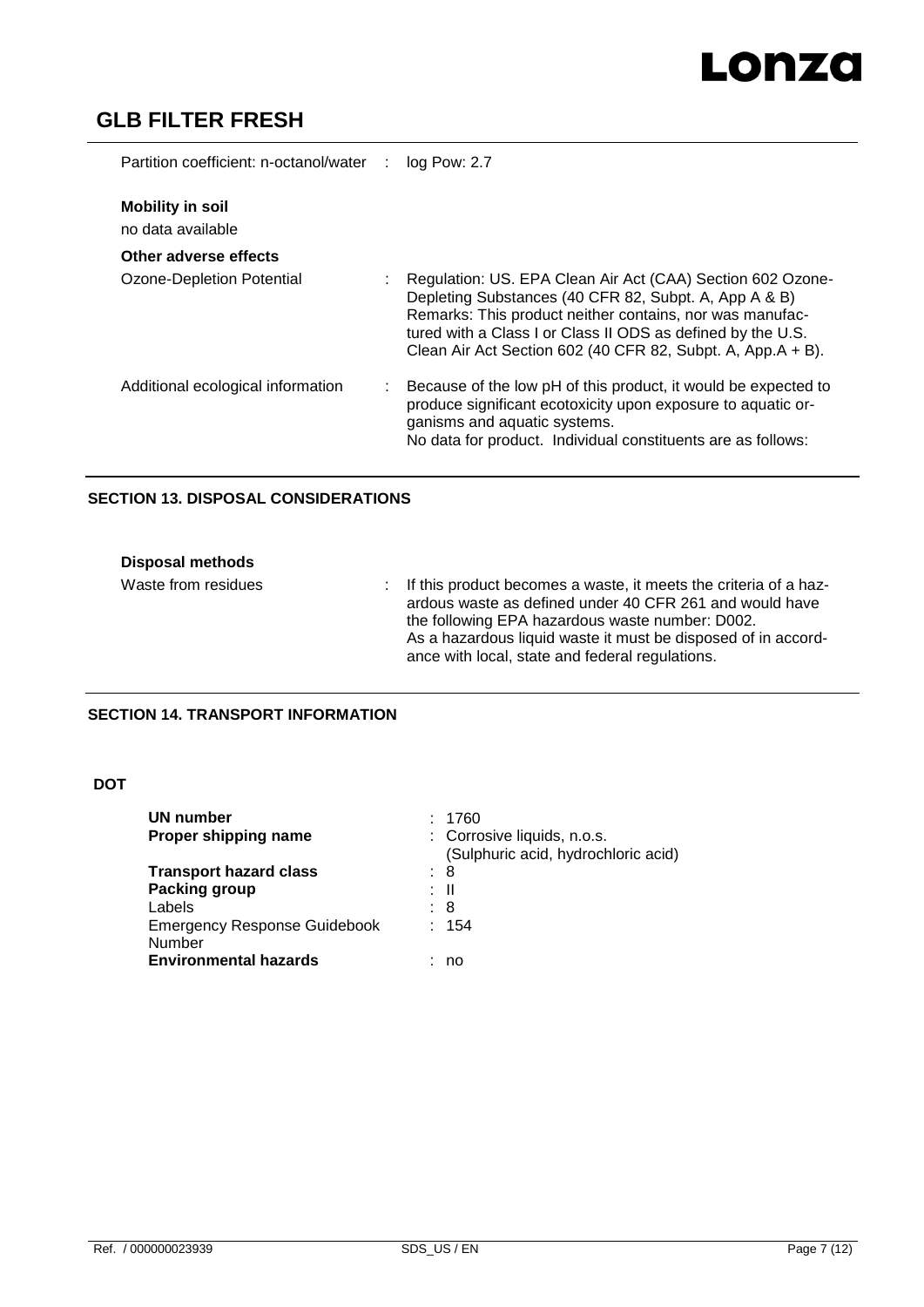Partition coefficient: n-octanol/water : log Pow: 2.7

**Mobility in soil**

no data available

**Other adverse effects**

| | |
|---|---|
| Ozone-Depletion Potential | : Regulation: US. EPA Clean Air Act (CAA) Section 602 Ozone-Depleting Substances (40 CFR 82, Subpt. A, App A & B)<br>Remarks: This product neither contains, nor was manufactured with a Class I or Class II ODS as defined by the U.S. Clean Air Act Section 602 (40 CFR 82, Subpt. A, App.A + B). |
| Additional ecological information | : Because of the low pH of this product, it would be expected to produce significant ecotoxicity upon exposure to aquatic organisms and aquatic systems.<br>No data for product. Individual constituents are as follows: |

## SECTION 13. DISPOSAL CONSIDERATIONS

**Disposal methods**

| | |
|---|---|
| Waste from residues | : If this product becomes a waste, it meets the criteria of a hazardous waste as defined under 40 CFR 261 and would have the following EPA hazardous waste number: D002.<br>As a hazardous liquid waste it must be disposed of in accordance with local, state and federal regulations. |

## SECTION 14. TRANSPORT INFORMATION

**DOT**

| | |
|---|---|
| **UN number** | : 1760 |
| **Proper shipping name** | : Corrosive liquids, n.o.s.<br>(Sulphuric acid, hydrochloric acid) |
| **Transport hazard class** | : 8 |
| **Packing group** | : II |
| Labels | : 8 |
| Emergency Response Guidebook Number | : 154 |
| **Environmental hazards** | : no |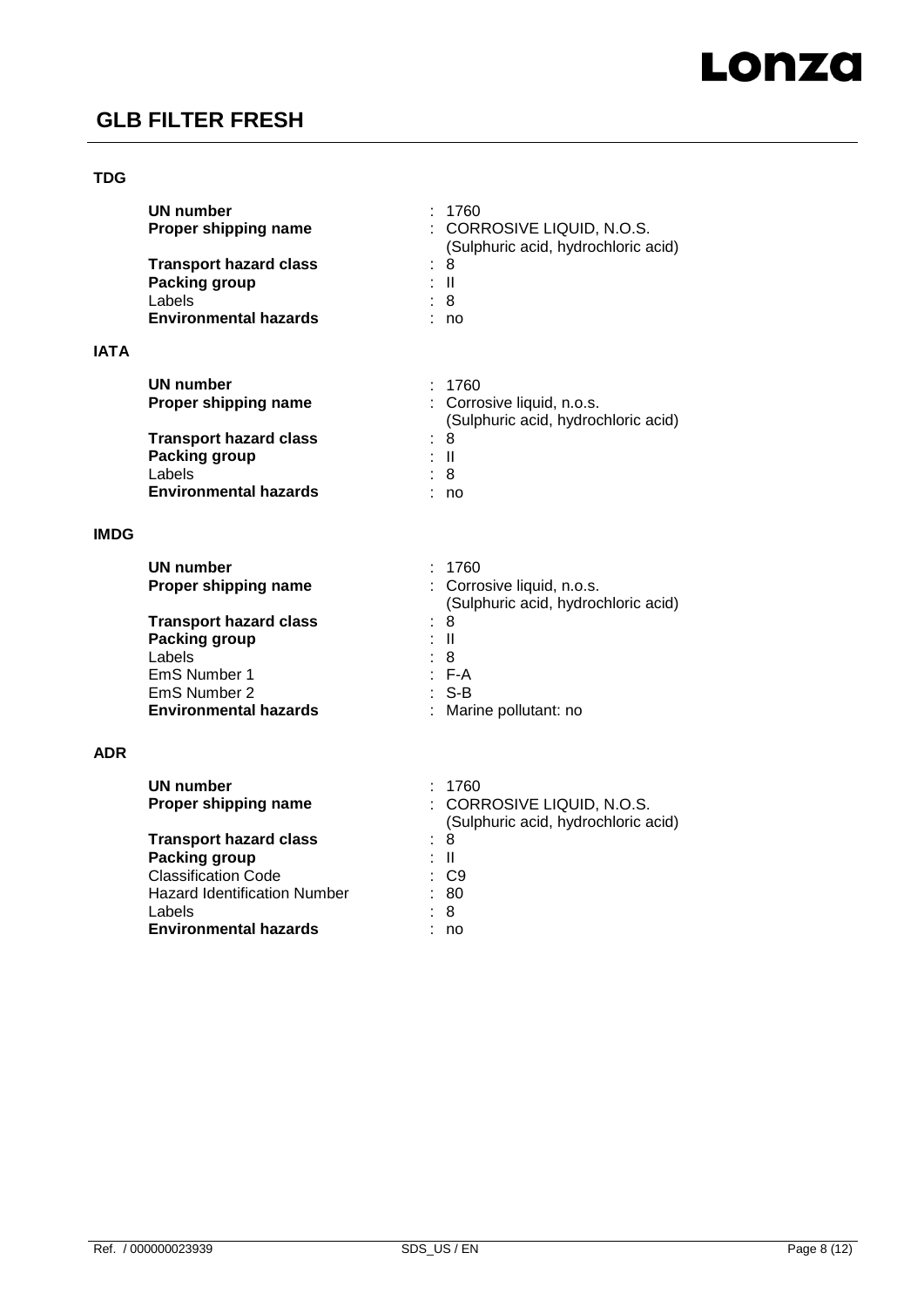**TDG**

| | |
|---|---|
| **UN number** | : 1760 |
| **Proper shipping name** | : CORROSIVE LIQUID, N.O.S. (Sulphuric acid, hydrochloric acid) |
| **Transport hazard class** | : 8 |
| **Packing group** | : II |
| Labels | : 8 |
| **Environmental hazards** | : no |

**IATA**

| | |
|---|---|
| **UN number** | : 1760 |
| **Proper shipping name** | : Corrosive liquid, n.o.s. (Sulphuric acid, hydrochloric acid) |
| **Transport hazard class** | : 8 |
| **Packing group** | : II |
| Labels | : 8 |
| **Environmental hazards** | : no |

**IMDG**

| | |
|---|---|
| **UN number** | : 1760 |
| **Proper shipping name** | : Corrosive liquid, n.o.s. (Sulphuric acid, hydrochloric acid) |
| **Transport hazard class** | : 8 |
| **Packing group** | : II |
| Labels | : 8 |
| EmS Number 1 | : F-A |
| EmS Number 2 | : S-B |
| **Environmental hazards** | : Marine pollutant: no |

**ADR**

| | |
|---|---|
| **UN number** | : 1760 |
| **Proper shipping name** | : CORROSIVE LIQUID, N.O.S. (Sulphuric acid, hydrochloric acid) |
| **Transport hazard class** | : 8 |
| **Packing group** | : II |
| Classification Code | : C9 |
| Hazard Identification Number | : 80 |
| Labels | : 8 |
| **Environmental hazards** | : no |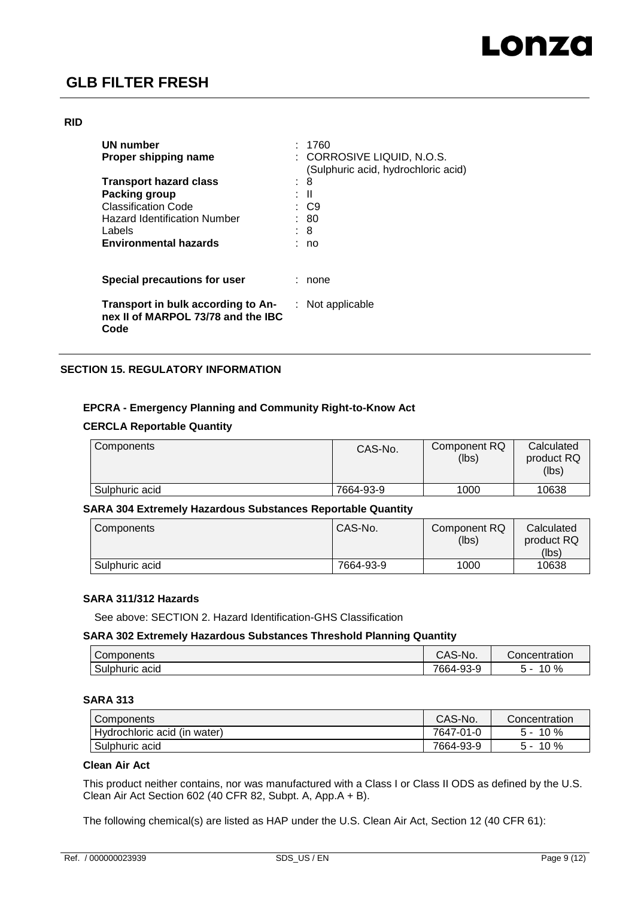**RID**

| | | |
|---|---|---|
| **UN number** | : | 1760 |
| **Proper shipping name** | : | CORROSIVE LIQUID, N.O.S. (Sulphuric acid, hydrochloric acid) |
| **Transport hazard class** | : | 8 |
| **Packing group** | : | II |
| Classification Code | : | C9 |
| Hazard Identification Number | : | 80 |
| Labels | : | 8 |
| **Environmental hazards** | : | no |

**Special precautions for user** : none

**Transport in bulk according to Annex II of MARPOL 73/78 and the IBC Code** : Not applicable

## SECTION 15. REGULATORY INFORMATION

### EPCRA - Emergency Planning and Community Right-to-Know Act

#### CERCLA Reportable Quantity

| Components | CAS-No. | Component RQ (lbs) | Calculated product RQ (lbs) |
|---|---|---|---|
| Sulphuric acid | 7664-93-9 | 1000 | 10638 |

#### SARA 304 Extremely Hazardous Substances Reportable Quantity

| Components | CAS-No. | Component RQ (lbs) | Calculated product RQ (lbs) |
|---|---|---|---|
| Sulphuric acid | 7664-93-9 | 1000 | 10638 |

#### SARA 311/312 Hazards

See above: SECTION 2. Hazard Identification-GHS Classification

#### SARA 302 Extremely Hazardous Substances Threshold Planning Quantity

| Components | CAS-No. | Concentration |
|---|---|---|
| Sulphuric acid | 7664-93-9 | 5 - 10 % |

#### SARA 313

| Components | CAS-No. | Concentration |
|---|---|---|
| Hydrochloric acid (in water) | 7647-01-0 | 5 - 10 % |
| Sulphuric acid | 7664-93-9 | 5 - 10 % |

#### Clean Air Act

This product neither contains, nor was manufactured with a Class I or Class II ODS as defined by the U.S. Clean Air Act Section 602 (40 CFR 82, Subpt. A, App.A + B).

The following chemical(s) are listed as HAP under the U.S. Clean Air Act, Section 12 (40 CFR 61):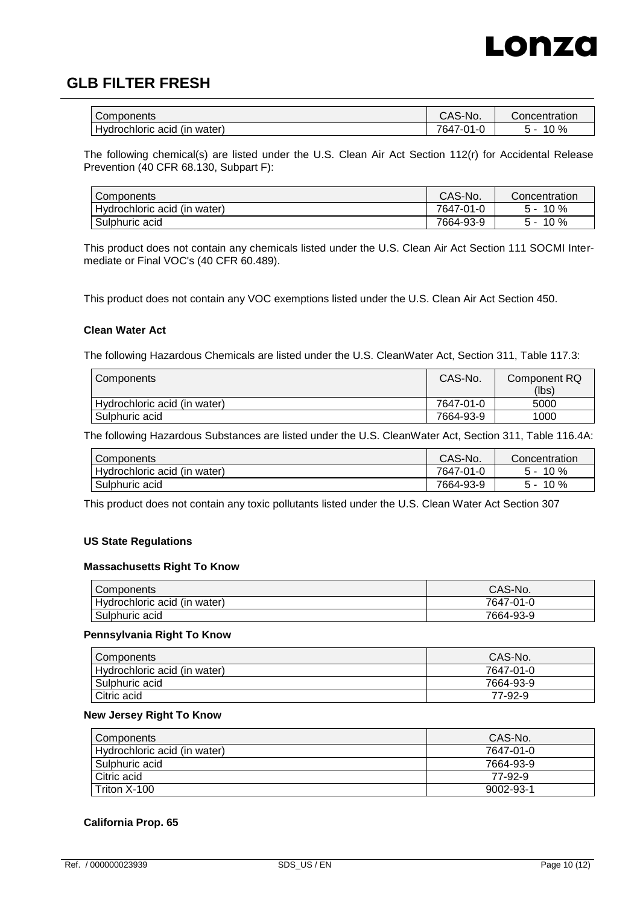| Components | CAS-No. | Concentration |
| --- | --- | --- |
| Hydrochloric acid (in water) | 7647-01-0 | 5 - 10 % |

The following chemical(s) are listed under the U.S. Clean Air Act Section 112(r) for Accidental Release Prevention (40 CFR 68.130, Subpart F):

| Components | CAS-No. | Concentration |
| --- | --- | --- |
| Hydrochloric acid (in water) | 7647-01-0 | 5 - 10 % |
| Sulphuric acid | 7664-93-9 | 5 - 10 % |

This product does not contain any chemicals listed under the U.S. Clean Air Act Section 111 SOCMI Intermediate or Final VOC's (40 CFR 60.489).

This product does not contain any VOC exemptions listed under the U.S. Clean Air Act Section 450.

**Clean Water Act**

The following Hazardous Chemicals are listed under the U.S. CleanWater Act, Section 311, Table 117.3:

| Components | CAS-No. | Component RQ (lbs) |
| --- | --- | --- |
| Hydrochloric acid (in water) | 7647-01-0 | 5000 |
| Sulphuric acid | 7664-93-9 | 1000 |

The following Hazardous Substances are listed under the U.S. CleanWater Act, Section 311, Table 116.4A:

| Components | CAS-No. | Concentration |
| --- | --- | --- |
| Hydrochloric acid (in water) | 7647-01-0 | 5 - 10 % |
| Sulphuric acid | 7664-93-9 | 5 - 10 % |

This product does not contain any toxic pollutants listed under the U.S. Clean Water Act Section 307

**US State Regulations**

**Massachusetts Right To Know**

| Components | CAS-No. |
| --- | --- |
| Hydrochloric acid (in water) | 7647-01-0 |
| Sulphuric acid | 7664-93-9 |

**Pennsylvania Right To Know**

| Components | CAS-No. |
| --- | --- |
| Hydrochloric acid (in water) | 7647-01-0 |
| Sulphuric acid | 7664-93-9 |
| Citric acid | 77-92-9 |

**New Jersey Right To Know**

| Components | CAS-No. |
| --- | --- |
| Hydrochloric acid (in water) | 7647-01-0 |
| Sulphuric acid | 7664-93-9 |
| Citric acid | 77-92-9 |
| Triton X-100 | 9002-93-1 |

**California Prop. 65**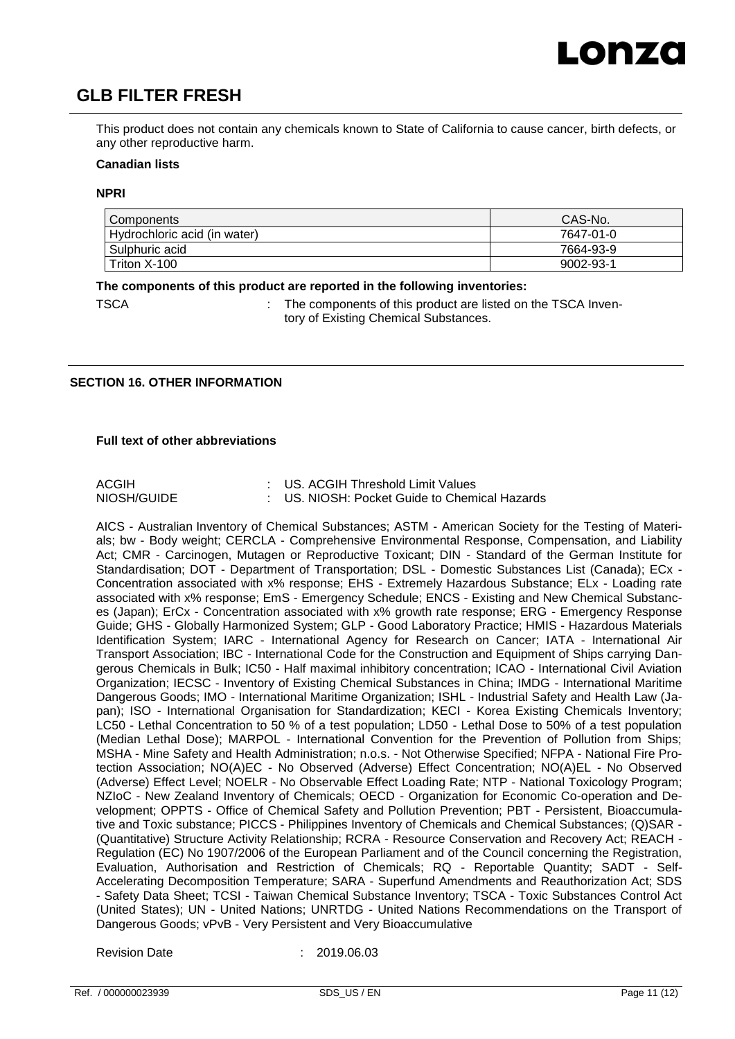This product does not contain any chemicals known to State of California to cause cancer, birth defects, or any other reproductive harm.

**Canadian lists**

**NPRI**

| Components | CAS-No. |
| --- | --- |
| Hydrochloric acid (in water) | 7647-01-0 |
| Sulphuric acid | 7664-93-9 |
| Triton X-100 | 9002-93-1 |

**The components of this product are reported in the following inventories:**

TSCA : The components of this product are listed on the TSCA Inventory of Existing Chemical Substances.

## SECTION 16. OTHER INFORMATION

**Full text of other abbreviations**

ACGIH : US. ACGIH Threshold Limit Values
NIOSH/GUIDE : US. NIOSH: Pocket Guide to Chemical Hazards

AICS - Australian Inventory of Chemical Substances; ASTM - American Society for the Testing of Materials; bw - Body weight; CERCLA - Comprehensive Environmental Response, Compensation, and Liability Act; CMR - Carcinogen, Mutagen or Reproductive Toxicant; DIN - Standard of the German Institute for Standardisation; DOT - Department of Transportation; DSL - Domestic Substances List (Canada); ECx - Concentration associated with x% response; EHS - Extremely Hazardous Substance; ELx - Loading rate associated with x% response; EmS - Emergency Schedule; ENCS - Existing and New Chemical Substances (Japan); ErCx - Concentration associated with x% growth rate response; ERG - Emergency Response Guide; GHS - Globally Harmonized System; GLP - Good Laboratory Practice; HMIS - Hazardous Materials Identification System; IARC - International Agency for Research on Cancer; IATA - International Air Transport Association; IBC - International Code for the Construction and Equipment of Ships carrying Dangerous Chemicals in Bulk; IC50 - Half maximal inhibitory concentration; ICAO - International Civil Aviation Organization; IECSC - Inventory of Existing Chemical Substances in China; IMDG - International Maritime Dangerous Goods; IMO - International Maritime Organization; ISHL - Industrial Safety and Health Law (Japan); ISO - International Organisation for Standardization; KECI - Korea Existing Chemicals Inventory; LC50 - Lethal Concentration to 50 % of a test population; LD50 - Lethal Dose to 50% of a test population (Median Lethal Dose); MARPOL - International Convention for the Prevention of Pollution from Ships; MSHA - Mine Safety and Health Administration; n.o.s. - Not Otherwise Specified; NFPA - National Fire Protection Association; NO(A)EC - No Observed (Adverse) Effect Concentration; NO(A)EL - No Observed (Adverse) Effect Level; NOELR - No Observable Effect Loading Rate; NTP - National Toxicology Program; NZIoC - New Zealand Inventory of Chemicals; OECD - Organization for Economic Co-operation and Development; OPPTS - Office of Chemical Safety and Pollution Prevention; PBT - Persistent, Bioaccumulative and Toxic substance; PICCS - Philippines Inventory of Chemicals and Chemical Substances; (Q)SAR - (Quantitative) Structure Activity Relationship; RCRA - Resource Conservation and Recovery Act; REACH - Regulation (EC) No 1907/2006 of the European Parliament and of the Council concerning the Registration, Evaluation, Authorisation and Restriction of Chemicals; RQ - Reportable Quantity; SADT - Self-Accelerating Decomposition Temperature; SARA - Superfund Amendments and Reauthorization Act; SDS - Safety Data Sheet; TCSI - Taiwan Chemical Substance Inventory; TSCA - Toxic Substances Control Act (United States); UN - United Nations; UNRTDG - United Nations Recommendations on the Transport of Dangerous Goods; vPvB - Very Persistent and Very Bioaccumulative

Revision Date : 2019.06.03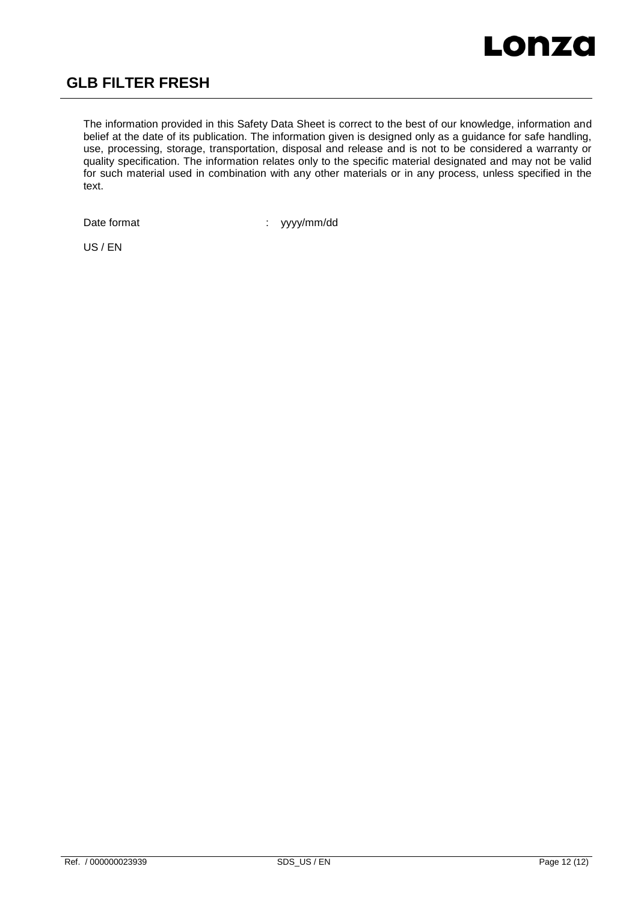The information provided in this Safety Data Sheet is correct to the best of our knowledge, information and belief at the date of its publication. The information given is designed only as a guidance for safe handling, use, processing, storage, transportation, disposal and release and is not to be considered a warranty or quality specification. The information relates only to the specific material designated and may not be valid for such material used in combination with any other materials or in any process, unless specified in the text.

Date format : yyyy/mm/dd

US / EN